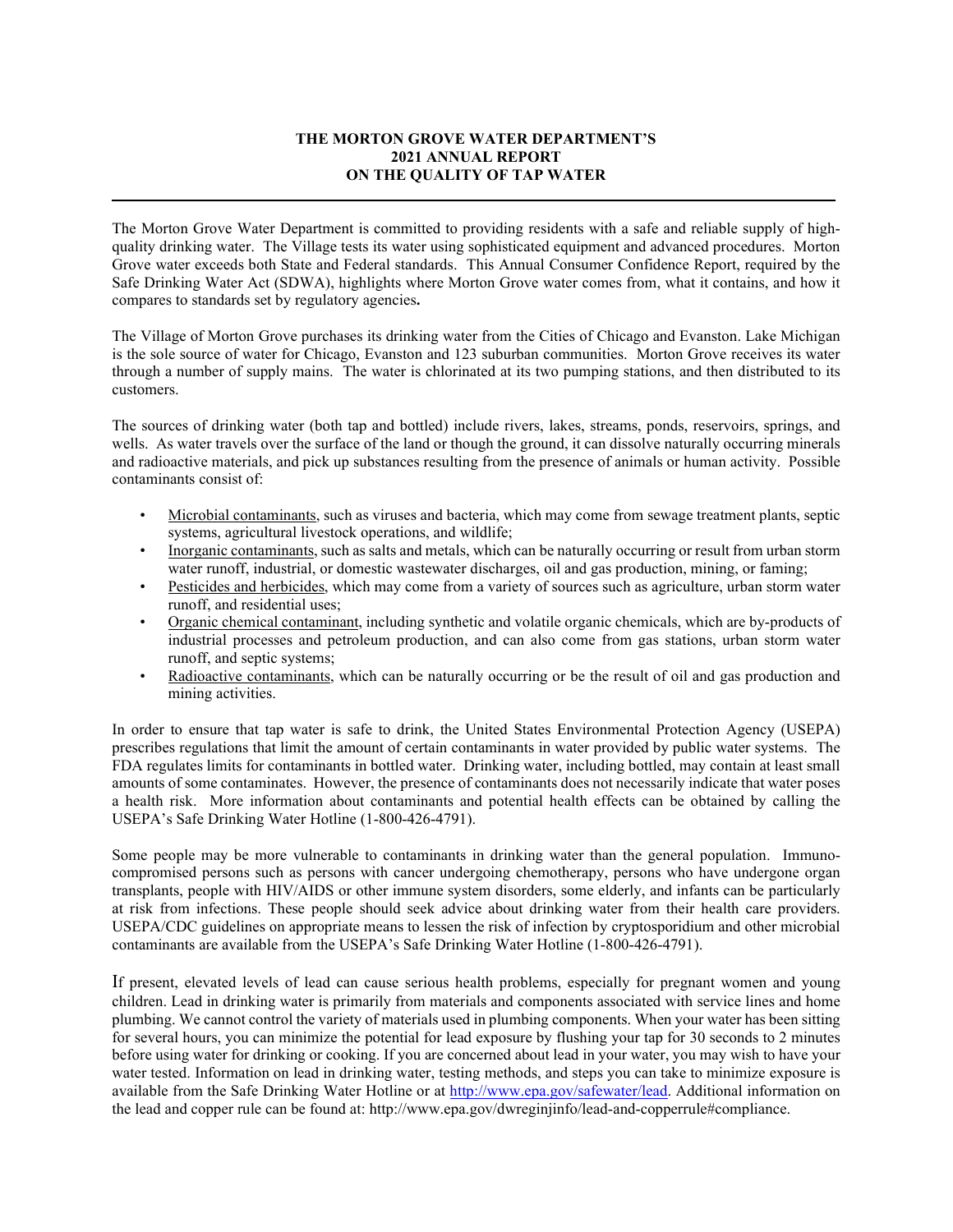# THE MORTON GROVE WATER DEPARTMENT'S 2021 ANNUAL REPORT ON THE QUALITY OF TAP WATER

---

The Morton Grove Water Department is committed to providing residents with a safe and reliable supply of high-quality drinking water. The Village tests its water using sophisticated equipment and advanced procedures. Morton Grove water exceeds both State and Federal standards. This Annual Consumer Confidence Report, required by the Safe Drinking Water Act (SDWA), highlights where Morton Grove water comes from, what it contains, and how it compares to standards set by regulatory agencies**.**

The Village of Morton Grove purchases its drinking water from the Cities of Chicago and Evanston. Lake Michigan is the sole source of water for Chicago, Evanston and 123 suburban communities. Morton Grove receives its water through a number of supply mains. The water is chlorinated at its two pumping stations, and then distributed to its customers.

The sources of drinking water (both tap and bottled) include rivers, lakes, streams, ponds, reservoirs, springs, and wells. As water travels over the surface of the land or though the ground, it can dissolve naturally occurring minerals and radioactive materials, and pick up substances resulting from the presence of animals or human activity. Possible contaminants consist of:

- Microbial contaminants, such as viruses and bacteria, which may come from sewage treatment plants, septic systems, agricultural livestock operations, and wildlife;
- Inorganic contaminants, such as salts and metals, which can be naturally occurring or result from urban storm water runoff, industrial, or domestic wastewater discharges, oil and gas production, mining, or faming;
- Pesticides and herbicides, which may come from a variety of sources such as agriculture, urban storm water runoff, and residential uses;
- Organic chemical contaminant, including synthetic and volatile organic chemicals, which are by-products of industrial processes and petroleum production, and can also come from gas stations, urban storm water runoff, and septic systems;
- Radioactive contaminants, which can be naturally occurring or be the result of oil and gas production and mining activities.

In order to ensure that tap water is safe to drink, the United States Environmental Protection Agency (USEPA) prescribes regulations that limit the amount of certain contaminants in water provided by public water systems. The FDA regulates limits for contaminants in bottled water. Drinking water, including bottled, may contain at least small amounts of some contaminates. However, the presence of contaminants does not necessarily indicate that water poses a health risk. More information about contaminants and potential health effects can be obtained by calling the USEPA's Safe Drinking Water Hotline (1-800-426-4791).

Some people may be more vulnerable to contaminants in drinking water than the general population. Immuno-compromised persons such as persons with cancer undergoing chemotherapy, persons who have undergone organ transplants, people with HIV/AIDS or other immune system disorders, some elderly, and infants can be particularly at risk from infections. These people should seek advice about drinking water from their health care providers. USEPA/CDC guidelines on appropriate means to lessen the risk of infection by cryptosporidium and other microbial contaminants are available from the USEPA's Safe Drinking Water Hotline (1-800-426-4791).

If present, elevated levels of lead can cause serious health problems, especially for pregnant women and young children. Lead in drinking water is primarily from materials and components associated with service lines and home plumbing. We cannot control the variety of materials used in plumbing components. When your water has been sitting for several hours, you can minimize the potential for lead exposure by flushing your tap for 30 seconds to 2 minutes before using water for drinking or cooking. If you are concerned about lead in your water, you may wish to have your water tested. Information on lead in drinking water, testing methods, and steps you can take to minimize exposure is available from the Safe Drinking Water Hotline or at http://www.epa.gov/safewater/lead. Additional information on the lead and copper rule can be found at: http://www.epa.gov/dwreginjinfo/lead-and-copperrule#compliance.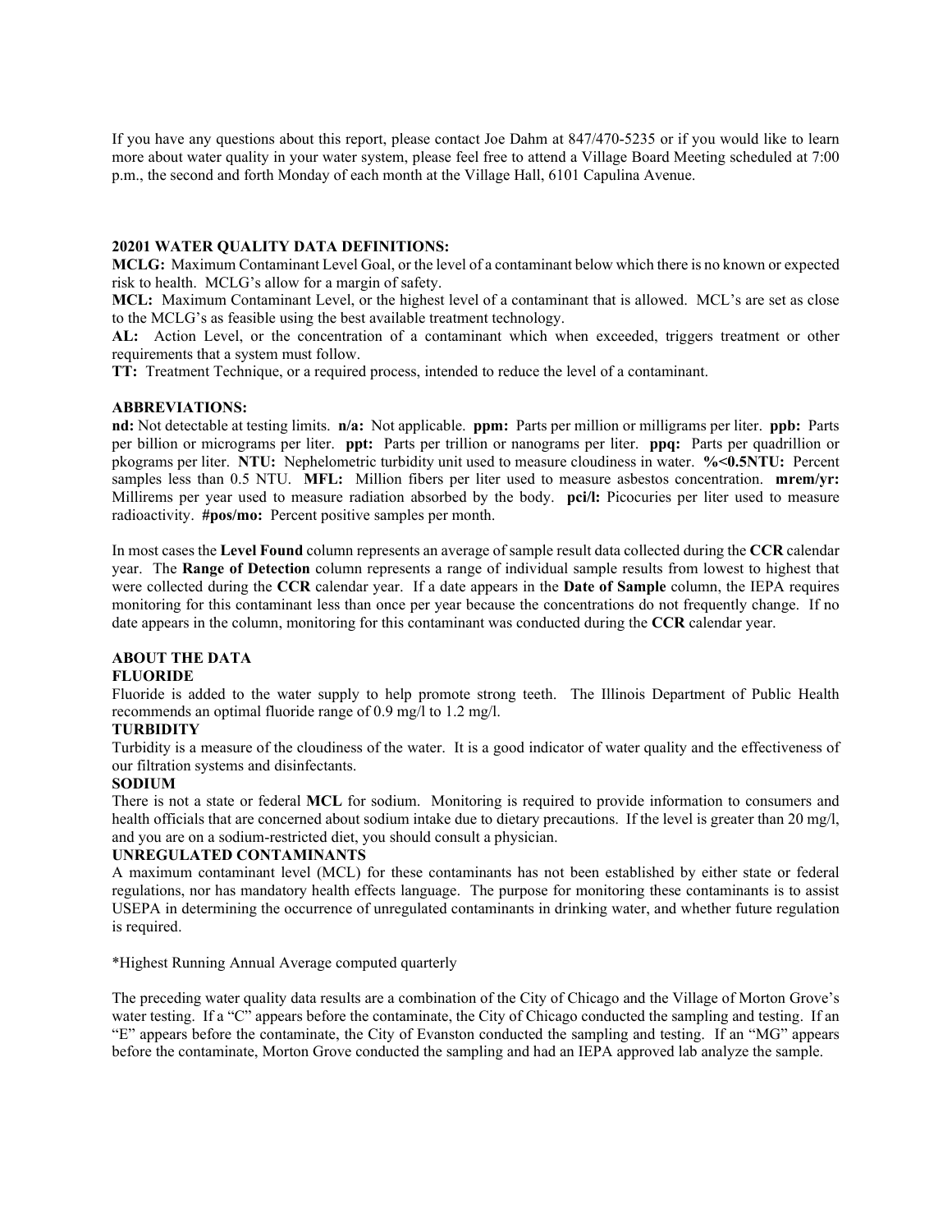If you have any questions about this report, please contact Joe Dahm at 847/470-5235 or if you would like to learn more about water quality in your water system, please feel free to attend a Village Board Meeting scheduled at 7:00 p.m., the second and forth Monday of each month at the Village Hall, 6101 Capulina Avenue.

**20201 WATER QUALITY DATA DEFINITIONS:**

**MCLG:** Maximum Contaminant Level Goal, or the level of a contaminant below which there is no known or expected risk to health. MCLG's allow for a margin of safety.

**MCL:** Maximum Contaminant Level, or the highest level of a contaminant that is allowed. MCL's are set as close to the MCLG's as feasible using the best available treatment technology.

**AL:** Action Level, or the concentration of a contaminant which when exceeded, triggers treatment or other requirements that a system must follow.

**TT:** Treatment Technique, or a required process, intended to reduce the level of a contaminant.

**ABBREVIATIONS:**

**nd:** Not detectable at testing limits. **n/a:** Not applicable. **ppm:** Parts per million or milligrams per liter. **ppb:** Parts per billion or micrograms per liter. **ppt:** Parts per trillion or nanograms per liter. **ppq:** Parts per quadrillion or pkograms per liter. **NTU:** Nephelometric turbidity unit used to measure cloudiness in water. **%<0.5NTU:** Percent samples less than 0.5 NTU. **MFL:** Million fibers per liter used to measure asbestos concentration. **mrem/yr:** Millirems per year used to measure radiation absorbed by the body. **pci/l:** Picocuries per liter used to measure radioactivity. **#pos/mo:** Percent positive samples per month.

In most cases the **Level Found** column represents an average of sample result data collected during the **CCR** calendar year. The **Range of Detection** column represents a range of individual sample results from lowest to highest that were collected during the **CCR** calendar year. If a date appears in the **Date of Sample** column, the IEPA requires monitoring for this contaminant less than once per year because the concentrations do not frequently change. If no date appears in the column, monitoring for this contaminant was conducted during the **CCR** calendar year.

**ABOUT THE DATA**

**FLUORIDE**

Fluoride is added to the water supply to help promote strong teeth. The Illinois Department of Public Health recommends an optimal fluoride range of 0.9 mg/l to 1.2 mg/l.

**TURBIDITY**

Turbidity is a measure of the cloudiness of the water. It is a good indicator of water quality and the effectiveness of our filtration systems and disinfectants.

**SODIUM**

There is not a state or federal **MCL** for sodium. Monitoring is required to provide information to consumers and health officials that are concerned about sodium intake due to dietary precautions. If the level is greater than 20 mg/l, and you are on a sodium-restricted diet, you should consult a physician.

**UNREGULATED CONTAMINANTS**

A maximum contaminant level (MCL) for these contaminants has not been established by either state or federal regulations, nor has mandatory health effects language. The purpose for monitoring these contaminants is to assist USEPA in determining the occurrence of unregulated contaminants in drinking water, and whether future regulation is required.

*Highest Running Annual Average computed quarterly

The preceding water quality data results are a combination of the City of Chicago and the Village of Morton Grove's water testing. If a "C" appears before the contaminate, the City of Chicago conducted the sampling and testing. If an "E" appears before the contaminate, the City of Evanston conducted the sampling and testing. If an "MG" appears before the contaminate, Morton Grove conducted the sampling and had an IEPA approved lab analyze the sample.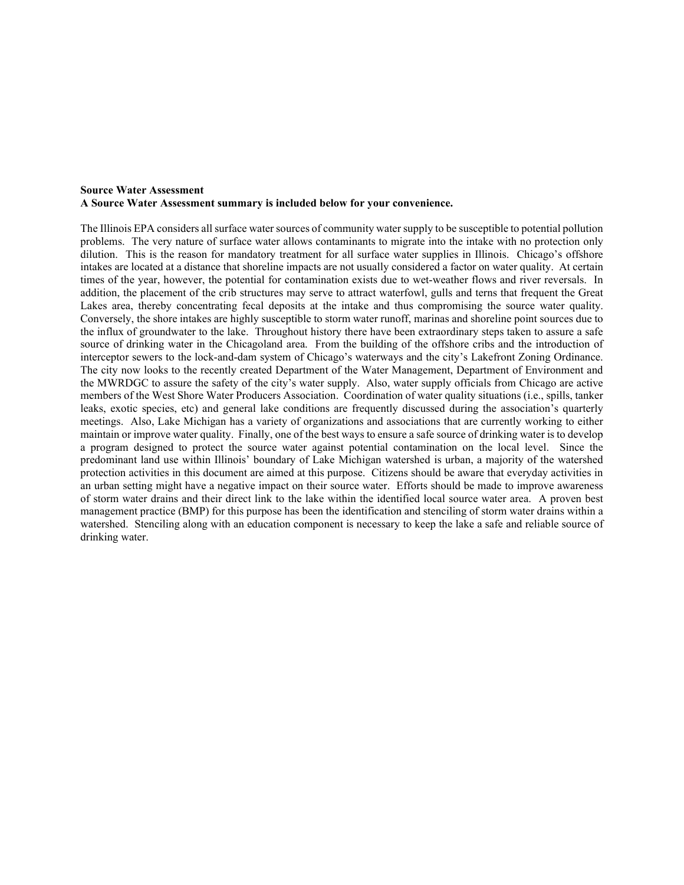**Source Water Assessment**
**A Source Water Assessment summary is included below for your convenience.**

The Illinois EPA considers all surface water sources of community water supply to be susceptible to potential pollution problems. The very nature of surface water allows contaminants to migrate into the intake with no protection only dilution. This is the reason for mandatory treatment for all surface water supplies in Illinois. Chicago's offshore intakes are located at a distance that shoreline impacts are not usually considered a factor on water quality. At certain times of the year, however, the potential for contamination exists due to wet-weather flows and river reversals. In addition, the placement of the crib structures may serve to attract waterfowl, gulls and terns that frequent the Great Lakes area, thereby concentrating fecal deposits at the intake and thus compromising the source water quality. Conversely, the shore intakes are highly susceptible to storm water runoff, marinas and shoreline point sources due to the influx of groundwater to the lake. Throughout history there have been extraordinary steps taken to assure a safe source of drinking water in the Chicagoland area. From the building of the offshore cribs and the introduction of interceptor sewers to the lock-and-dam system of Chicago's waterways and the city's Lakefront Zoning Ordinance. The city now looks to the recently created Department of the Water Management, Department of Environment and the MWRDGC to assure the safety of the city's water supply. Also, water supply officials from Chicago are active members of the West Shore Water Producers Association. Coordination of water quality situations (i.e., spills, tanker leaks, exotic species, etc) and general lake conditions are frequently discussed during the association's quarterly meetings. Also, Lake Michigan has a variety of organizations and associations that are currently working to either maintain or improve water quality. Finally, one of the best ways to ensure a safe source of drinking water is to develop a program designed to protect the source water against potential contamination on the local level. Since the predominant land use within Illinois' boundary of Lake Michigan watershed is urban, a majority of the watershed protection activities in this document are aimed at this purpose. Citizens should be aware that everyday activities in an urban setting might have a negative impact on their source water. Efforts should be made to improve awareness of storm water drains and their direct link to the lake within the identified local source water area. A proven best management practice (BMP) for this purpose has been the identification and stenciling of storm water drains within a watershed. Stenciling along with an education component is necessary to keep the lake a safe and reliable source of drinking water.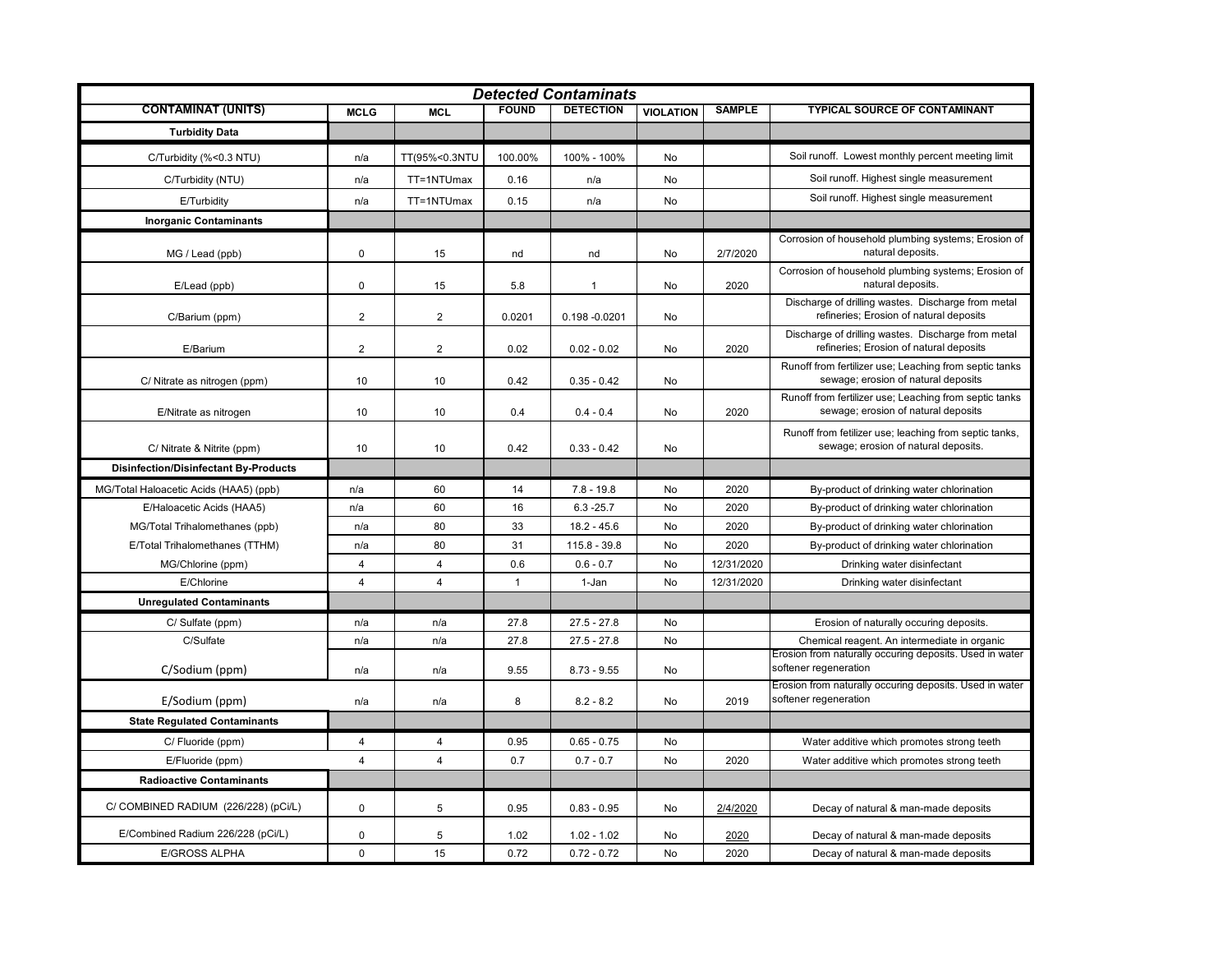| *Detected Contaminats* | | | | | | | |
|---|---|---|---|---|---|---|---|
| **CONTAMINAT (UNITS)** | **MCLG** | **MCL** | **FOUND** | **DETECTION** | **VIOLATION** | **SAMPLE** | **TYPICAL SOURCE OF CONTAMINANT** |
| **Turbidity Data** | | | | | | | |
| C/Turbidity (%<0.3 NTU) | n/a | TT(95%<0.3NTU | 100.00% | 100% - 100% | No | | Soil runoff. Lowest monthly percent meeting limit |
| C/Turbidity (NTU) | n/a | TT=1NTUmax | 0.16 | n/a | No | | Soil runoff. Highest single measurement |
| E/Turbidity | n/a | TT=1NTUmax | 0.15 | n/a | No | | Soil runoff. Highest single measurement |
| **Inorganic Contaminants** | | | | | | | |
| MG / Lead (ppb) | 0 | 15 | nd | nd | No | 2/7/2020 | Corrosion of household plumbing systems; Erosion of natural deposits. |
| E/Lead (ppb) | 0 | 15 | 5.8 | 1 | No | 2020 | Corrosion of household plumbing systems; Erosion of natural deposits. |
| C/Barium (ppm) | 2 | 2 | 0.0201 | 0.198 -0.0201 | No | | Discharge of drilling wastes. Discharge from metal refineries; Erosion of natural deposits |
| E/Barium | 2 | 2 | 0.02 | 0.02 - 0.02 | No | 2020 | Discharge of drilling wastes. Discharge from metal refineries; Erosion of natural deposits |
| C/ Nitrate as nitrogen (ppm) | 10 | 10 | 0.42 | 0.35 - 0.42 | No | | Runoff from fertilizer use; Leaching from septic tanks sewage; erosion of natural deposits |
| E/Nitrate as nitrogen | 10 | 10 | 0.4 | 0.4 - 0.4 | No | 2020 | Runoff from fertilizer use; Leaching from septic tanks sewage; erosion of natural deposits |
| C/ Nitrate & Nitrite (ppm) | 10 | 10 | 0.42 | 0.33 - 0.42 | No | | Runoff from fetilizer use; leaching from septic tanks, sewage; erosion of natural deposits. |
| **Disinfection/Disinfectant By-Products** | | | | | | | |
| MG/Total Haloacetic Acids (HAA5) (ppb) | n/a | 60 | 14 | 7.8 - 19.8 | No | 2020 | By-product of drinking water chlorination |
| E/Haloacetic Acids (HAA5) | n/a | 60 | 16 | 6.3 -25.7 | No | 2020 | By-product of drinking water chlorination |
| MG/Total Trihalomethanes (ppb) | n/a | 80 | 33 | 18.2 - 45.6 | No | 2020 | By-product of drinking water chlorination |
| E/Total Trihalomethanes (TTHM) | n/a | 80 | 31 | 115.8 - 39.8 | No | 2020 | By-product of drinking water chlorination |
| MG/Chlorine (ppm) | 4 | 4 | 0.6 | 0.6 - 0.7 | No | 12/31/2020 | Drinking water disinfectant |
| E/Chlorine | 4 | 4 | 1 | 1-Jan | No | 12/31/2020 | Drinking water disinfectant |
| **Unregulated Contaminants** | | | | | | | |
| C/ Sulfate (ppm) | n/a | n/a | 27.8 | 27.5 - 27.8 | No | | Erosion of naturally occuring deposits. |
| C/Sulfate | n/a | n/a | 27.8 | 27.5 - 27.8 | No | | Chemical reagent. An intermediate in organic |
| C/Sodium (ppm) | n/a | n/a | 9.55 | 8.73 - 9.55 | No | | Erosion from naturally occuring deposits. Used in water softener regeneration |
| E/Sodium (ppm) | n/a | n/a | 8 | 8.2 - 8.2 | No | 2019 | Erosion from naturally occuring deposits. Used in water softener regeneration |
| **State Regulated Contaminants** | | | | | | | |
| C/ Fluoride (ppm) | 4 | 4 | 0.95 | 0.65 - 0.75 | No | | Water additive which promotes strong teeth |
| E/Fluoride (ppm) | 4 | 4 | 0.7 | 0.7 - 0.7 | No | 2020 | Water additive which promotes strong teeth |
| **Radioactive Contaminants** | | | | | | | |
| C/ COMBINED RADIUM (226/228) (pCi/L) | 0 | 5 | 0.95 | 0.83 - 0.95 | No | 2/4/2020 | Decay of natural & man-made deposits |
| E/Combined Radium 226/228 (pCi/L) | 0 | 5 | 1.02 | 1.02 - 1.02 | No | 2020 | Decay of natural & man-made deposits |
| E/GROSS ALPHA | 0 | 15 | 0.72 | 0.72 - 0.72 | No | 2020 | Decay of natural & man-made deposits |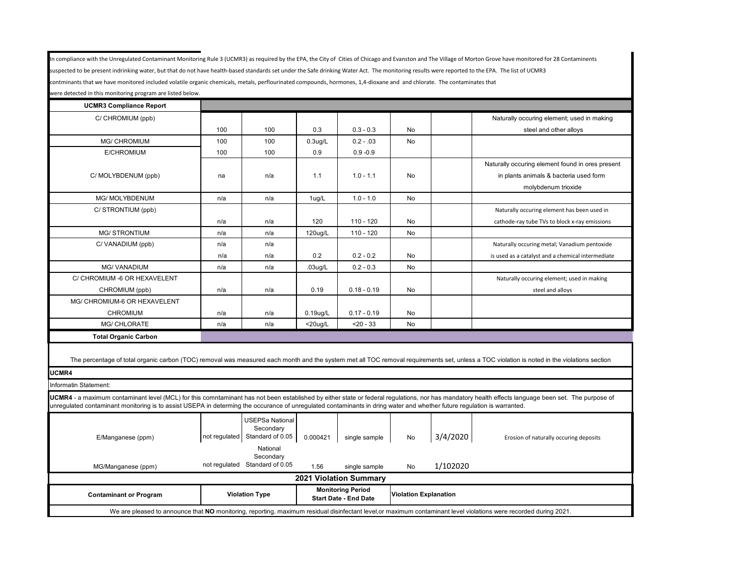In compliance with the Unregulated Contaminant Monitoring Rule 3 (UCMR3) as required by the EPA, the City of Cities of Chicago and Evanston and The Village of Morton Grove have monitored for 28 Contaminents suspected to be present indrinking water, but that do not have health-based standards set under the Safe drinking Water Act. The monitoring results were reported to the EPA. The list of UCMR3 contminants that we have monitored included volatile organic chemicals, metals, perflourinated compounds, hormones, 1,4-dioxane and and chlorate. The contaminates that were detected in this monitoring program are listed below.

| UCMR3 Compliance Report | | | | | | | |
|---|---|---|---|---|---|---|---|
| C/ CHROMIUM (ppb) | 100 | 100 | 0.3 | 0.3 - 0.3 | No | | Naturally occuring element; used in making steel and other alloys |
| MG/ CHROMIUM | 100 | 100 | 0.3ug/L | 0.2 - .03 | No | | |
| E/CHROMIUM | 100 | 100 | 0.9 | 0.9 -0.9 | | | |
| C/ MOLYBDENUM (ppb) | na | n/a | 1.1 | 1.0 - 1.1 | No | | Naturally occuring element found in ores present in plants animals & bacteria used form molybdenum trioxide |
| MG/ MOLYBDENUM | n/a | n/a | 1ug/L | 1.0 - 1.0 | No | | |
| C/ STRONTIUM (ppb) | n/a | n/a | 120 | 110 - 120 | No | | Naturally occuring element has been used in cathode-ray tube TVs to block x-ray emissions |
| MG/ STRONTIUM | n/a | n/a | 120ug/L | 110 - 120 | No | | |
| C/ VANADIUM (ppb) | n/a<br>n/a | n/a<br>n/a | 0.2 | 0.2 - 0.2 | No | | Naturally occuring metal; Vanadium pentoxide is used as a catalyst and a chemical intermediate |
| MG/ VANADIUM | n/a | n/a | .03ug/L | 0.2 - 0.3 | No | | |
| C/ CHROMIUM -6 OR HEXAVELENT CHROMIUM (ppb) | n/a | n/a | 0.19 | 0.18 - 0.19 | No | | Naturally occuring element; used in making steel and alloys |
| MG/ CHROMIUM-6 OR HEXAVELENT CHROMIUM | n/a | n/a | 0.19ug/L | 0.17 - 0.19 | No | | |
| MG/ CHLORATE | n/a | n/a | <20ug/L | <20 - 33 | No | | |

**Total Organic Carbon**

The percentage of total organic carbon (TOC) removal was measured each month and the system met all TOC removal requirements set, unless a TOC violation is noted in the violations section

**UCMR4**

Informatin Statement:

**UCMR4** - a maximum contaminant level (MCL) for this comntaminant has not been established by either state or federal regulations, nor has mandatory health effects language been set. The purpose of unregulated contaminant monitoring is to assist USEPA in determing the occurance of unregulated contaminants in dring water and whether future regulation is warranted.

| | | | | | | | |
|---|---|---|---|---|---|---|---|
| E/Manganese (ppm) | not regulated | USEPSa National Secondary Standard of 0.05 | 0.000421 | single sample | No | 3/4/2020 | Erosion of naturally occuring deposits |
| MG/Manganese (ppm) | not regulated | National Secondary Standard of 0.05 | 1.56 | single sample | No | 1/102020 | |

**2021 Violation Summary**

| Contaminant or Program | Violation Type | Monitoring Period Start Date - End Date | Violation Explanation |
|---|---|---|---|
| We are pleased to announce that **NO** monitoring, reporting, maximum residual disinfectant level,or maximum contaminant level violations were recorded during 2021. | | | |